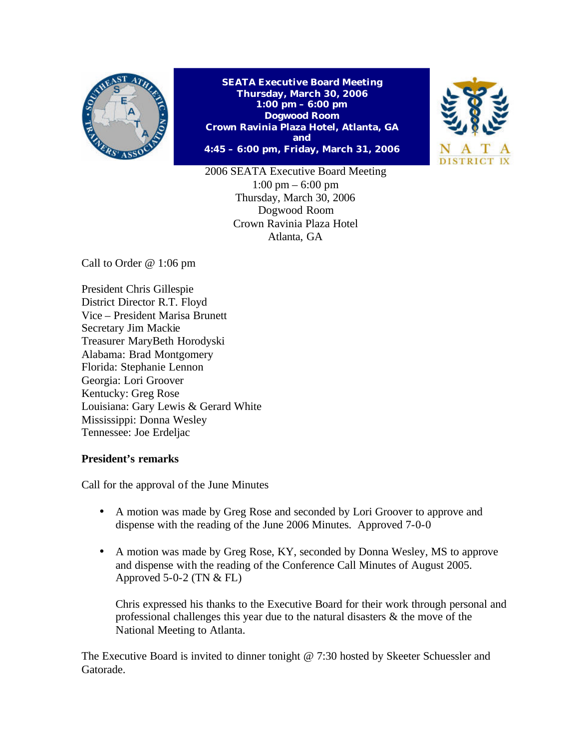**SEATA Executive Board Meeting**
**Thursday, March 30, 2006**
**1:00 pm – 6:00 pm**
**Dogwood Room**
**Crown Ravinia Plaza Hotel, Atlanta, GA**
**and**
**4:45 – 6:00 pm, Friday, March 31, 2006**

2006 SEATA Executive Board Meeting
1:00 pm – 6:00 pm
Thursday, March 30, 2006
Dogwood Room
Crown Ravinia Plaza Hotel
Atlanta, GA

Call to Order @ 1:06 pm

President Chris Gillespie
District Director R.T. Floyd
Vice – President Marisa Brunett
Secretary Jim Mackie
Treasurer MaryBeth Horodyski
Alabama: Brad Montgomery
Florida: Stephanie Lennon
Georgia: Lori Groover
Kentucky: Greg Rose
Louisiana: Gary Lewis & Gerard White
Mississippi: Donna Wesley
Tennessee: Joe Erdeljac

**President's remarks**

Call for the approval of the June Minutes

- A motion was made by Greg Rose and seconded by Lori Groover to approve and dispense with the reading of the June 2006 Minutes. Approved 7-0-0

- A motion was made by Greg Rose, KY, seconded by Donna Wesley, MS to approve and dispense with the reading of the Conference Call Minutes of August 2005. Approved 5-0-2 (TN & FL)

  Chris expressed his thanks to the Executive Board for their work through personal and professional challenges this year due to the natural disasters & the move of the National Meeting to Atlanta.

The Executive Board is invited to dinner tonight @ 7:30 hosted by Skeeter Schuessler and Gatorade.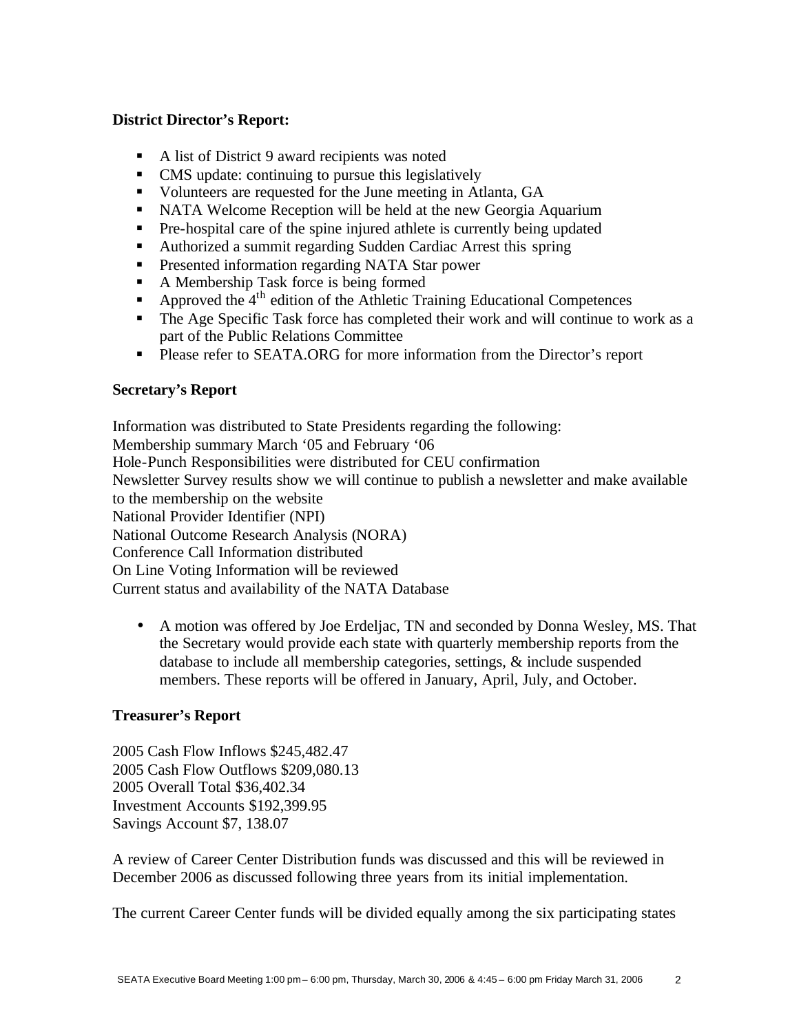**District Director's Report:**

- A list of District 9 award recipients was noted
- CMS update: continuing to pursue this legislatively
- Volunteers are requested for the June meeting in Atlanta, GA
- NATA Welcome Reception will be held at the new Georgia Aquarium
- Pre-hospital care of the spine injured athlete is currently being updated
- Authorized a summit regarding Sudden Cardiac Arrest this spring
- Presented information regarding NATA Star power
- A Membership Task force is being formed
- Approved the 4th edition of the Athletic Training Educational Competences
- The Age Specific Task force has completed their work and will continue to work as a part of the Public Relations Committee
- Please refer to SEATA.ORG for more information from the Director's report

**Secretary's Report**

Information was distributed to State Presidents regarding the following:
Membership summary March '05 and February '06
Hole-Punch Responsibilities were distributed for CEU confirmation
Newsletter Survey results show we will continue to publish a newsletter and make available to the membership on the website
National Provider Identifier (NPI)
National Outcome Research Analysis (NORA)
Conference Call Information distributed
On Line Voting Information will be reviewed
Current status and availability of the NATA Database

- A motion was offered by Joe Erdeljac, TN and seconded by Donna Wesley, MS. That the Secretary would provide each state with quarterly membership reports from the database to include all membership categories, settings, & include suspended members. These reports will be offered in January, April, July, and October.

**Treasurer's Report**

2005 Cash Flow Inflows $245,482.47
2005 Cash Flow Outflows $209,080.13
2005 Overall Total $36,402.34
Investment Accounts $192,399.95
Savings Account $7, 138.07

A review of Career Center Distribution funds was discussed and this will be reviewed in December 2006 as discussed following three years from its initial implementation.

The current Career Center funds will be divided equally among the six participating states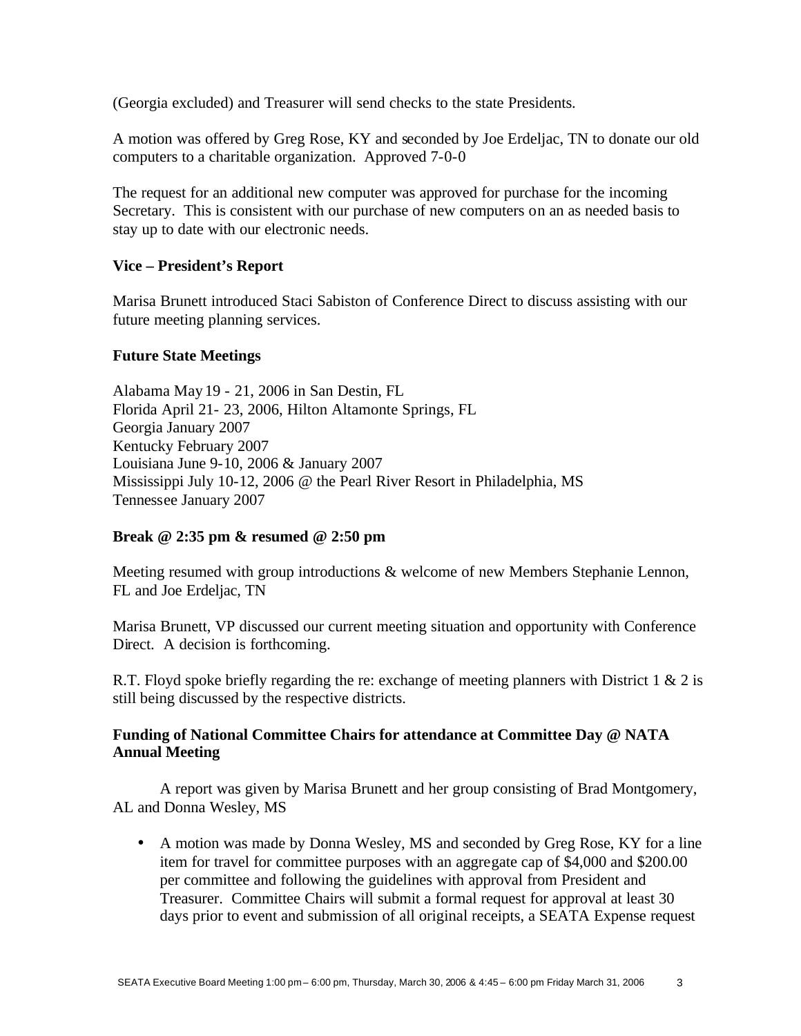(Georgia excluded) and Treasurer will send checks to the state Presidents.

A motion was offered by Greg Rose, KY and seconded by Joe Erdeljac, TN to donate our old computers to a charitable organization. Approved 7-0-0

The request for an additional new computer was approved for purchase for the incoming Secretary. This is consistent with our purchase of new computers on an as needed basis to stay up to date with our electronic needs.

**Vice – President's Report**

Marisa Brunett introduced Staci Sabiston of Conference Direct to discuss assisting with our future meeting planning services.

**Future State Meetings**

Alabama May 19 - 21, 2006 in San Destin, FL
Florida April 21- 23, 2006, Hilton Altamonte Springs, FL
Georgia January 2007
Kentucky February 2007
Louisiana June 9-10, 2006 & January 2007
Mississippi July 10-12, 2006 @ the Pearl River Resort in Philadelphia, MS
Tennessee January 2007

**Break @ 2:35 pm & resumed @ 2:50 pm**

Meeting resumed with group introductions & welcome of new Members Stephanie Lennon, FL and Joe Erdeljac, TN

Marisa Brunett, VP discussed our current meeting situation and opportunity with Conference Direct. A decision is forthcoming.

R.T. Floyd spoke briefly regarding the re: exchange of meeting planners with District 1 & 2 is still being discussed by the respective districts.

**Funding of National Committee Chairs for attendance at Committee Day @ NATA Annual Meeting**

A report was given by Marisa Brunett and her group consisting of Brad Montgomery, AL and Donna Wesley, MS

- A motion was made by Donna Wesley, MS and seconded by Greg Rose, KY for a line item for travel for committee purposes with an aggregate cap of $4,000 and $200.00 per committee and following the guidelines with approval from President and Treasurer. Committee Chairs will submit a formal request for approval at least 30 days prior to event and submission of all original receipts, a SEATA Expense request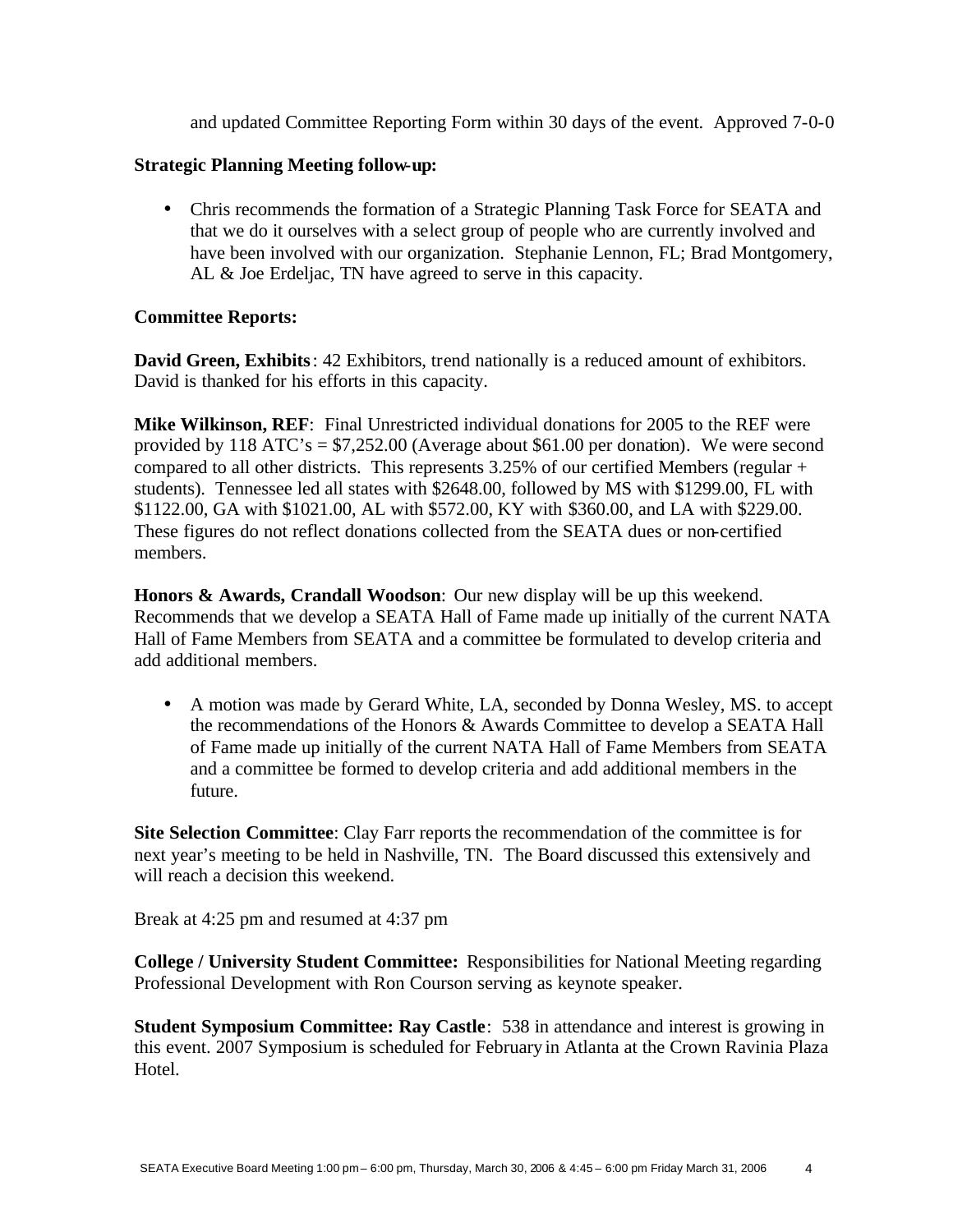and updated Committee Reporting Form within 30 days of the event. Approved 7-0-0

**Strategic Planning Meeting follow-up:**

- Chris recommends the formation of a Strategic Planning Task Force for SEATA and that we do it ourselves with a select group of people who are currently involved and have been involved with our organization. Stephanie Lennon, FL; Brad Montgomery, AL & Joe Erdeljac, TN have agreed to serve in this capacity.

**Committee Reports:**

**David Green, Exhibits**: 42 Exhibitors, trend nationally is a reduced amount of exhibitors. David is thanked for his efforts in this capacity.

**Mike Wilkinson, REF**: Final Unrestricted individual donations for 2005 to the REF were provided by 118 ATC's = $7,252.00 (Average about $61.00 per donation). We were second compared to all other districts. This represents 3.25% of our certified Members (regular + students). Tennessee led all states with $2648.00, followed by MS with $1299.00, FL with $1122.00, GA with $1021.00, AL with $572.00, KY with $360.00, and LA with $229.00. These figures do not reflect donations collected from the SEATA dues or non-certified members.

**Honors & Awards, Crandall Woodson**: Our new display will be up this weekend. Recommends that we develop a SEATA Hall of Fame made up initially of the current NATA Hall of Fame Members from SEATA and a committee be formulated to develop criteria and add additional members.

- A motion was made by Gerard White, LA, seconded by Donna Wesley, MS. to accept the recommendations of the Honors & Awards Committee to develop a SEATA Hall of Fame made up initially of the current NATA Hall of Fame Members from SEATA and a committee be formed to develop criteria and add additional members in the future.

**Site Selection Committee**: Clay Farr reports the recommendation of the committee is for next year's meeting to be held in Nashville, TN. The Board discussed this extensively and will reach a decision this weekend.

Break at 4:25 pm and resumed at 4:37 pm

**College / University Student Committee:** Responsibilities for National Meeting regarding Professional Development with Ron Courson serving as keynote speaker.

**Student Symposium Committee: Ray Castle**: 538 in attendance and interest is growing in this event. 2007 Symposium is scheduled for February in Atlanta at the Crown Ravinia Plaza Hotel.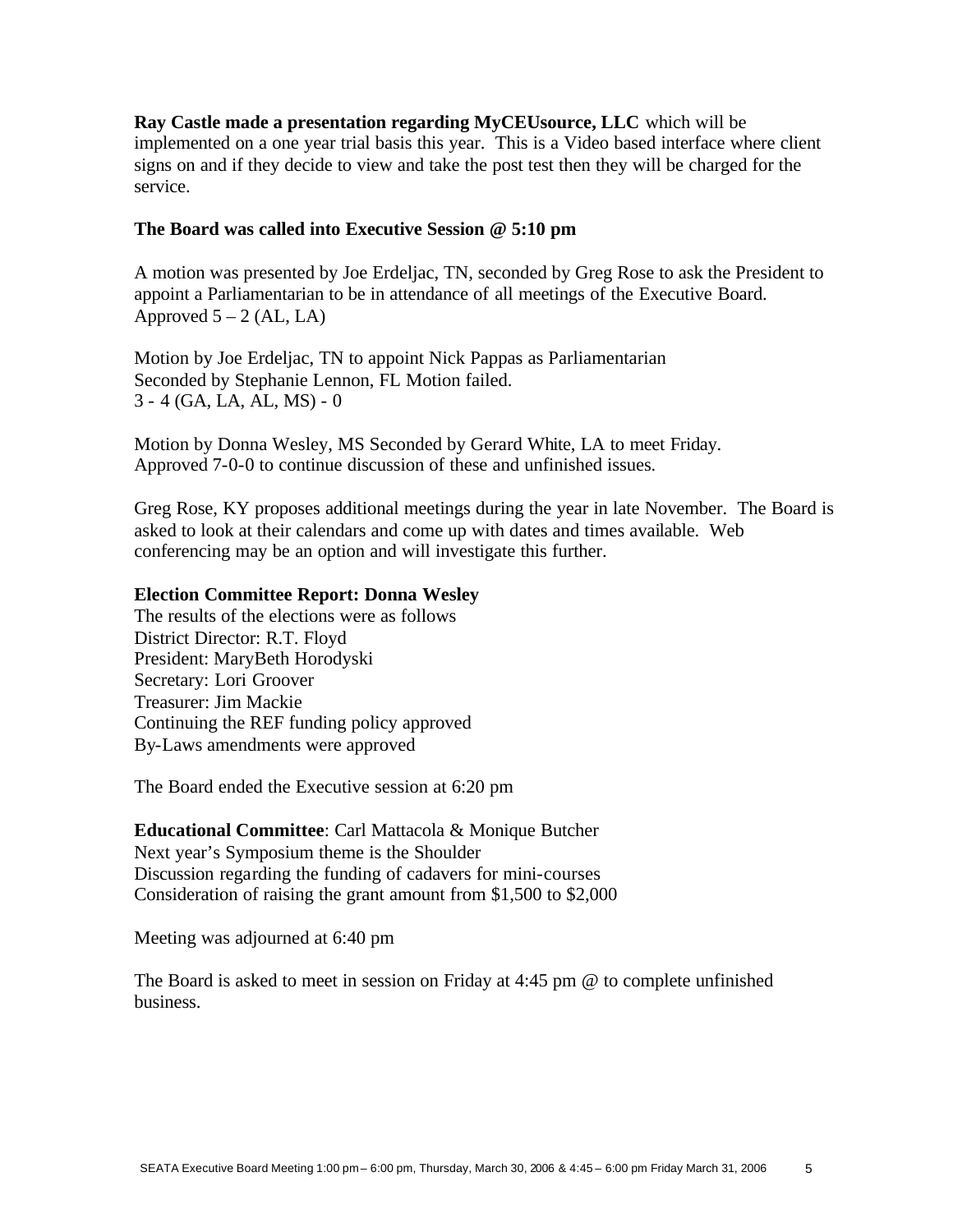**Ray Castle made a presentation regarding MyCEUsource, LLC** which will be implemented on a one year trial basis this year. This is a Video based interface where client signs on and if they decide to view and take the post test then they will be charged for the service.

**The Board was called into Executive Session @ 5:10 pm**

A motion was presented by Joe Erdeljac, TN, seconded by Greg Rose to ask the President to appoint a Parliamentarian to be in attendance of all meetings of the Executive Board. Approved 5 – 2 (AL, LA)

Motion by Joe Erdeljac, TN to appoint Nick Pappas as Parliamentarian
Seconded by Stephanie Lennon, FL Motion failed.
3 - 4 (GA, LA, AL, MS) - 0

Motion by Donna Wesley, MS Seconded by Gerard White, LA to meet Friday.
Approved 7-0-0 to continue discussion of these and unfinished issues.

Greg Rose, KY proposes additional meetings during the year in late November. The Board is asked to look at their calendars and come up with dates and times available. Web conferencing may be an option and will investigate this further.

**Election Committee Report: Donna Wesley**
The results of the elections were as follows
District Director: R.T. Floyd
President: MaryBeth Horodyski
Secretary: Lori Groover
Treasurer: Jim Mackie
Continuing the REF funding policy approved
By-Laws amendments were approved

The Board ended the Executive session at 6:20 pm

**Educational Committee**: Carl Mattacola & Monique Butcher
Next year's Symposium theme is the Shoulder
Discussion regarding the funding of cadavers for mini-courses
Consideration of raising the grant amount from $1,500 to $2,000

Meeting was adjourned at 6:40 pm

The Board is asked to meet in session on Friday at 4:45 pm @ to complete unfinished business.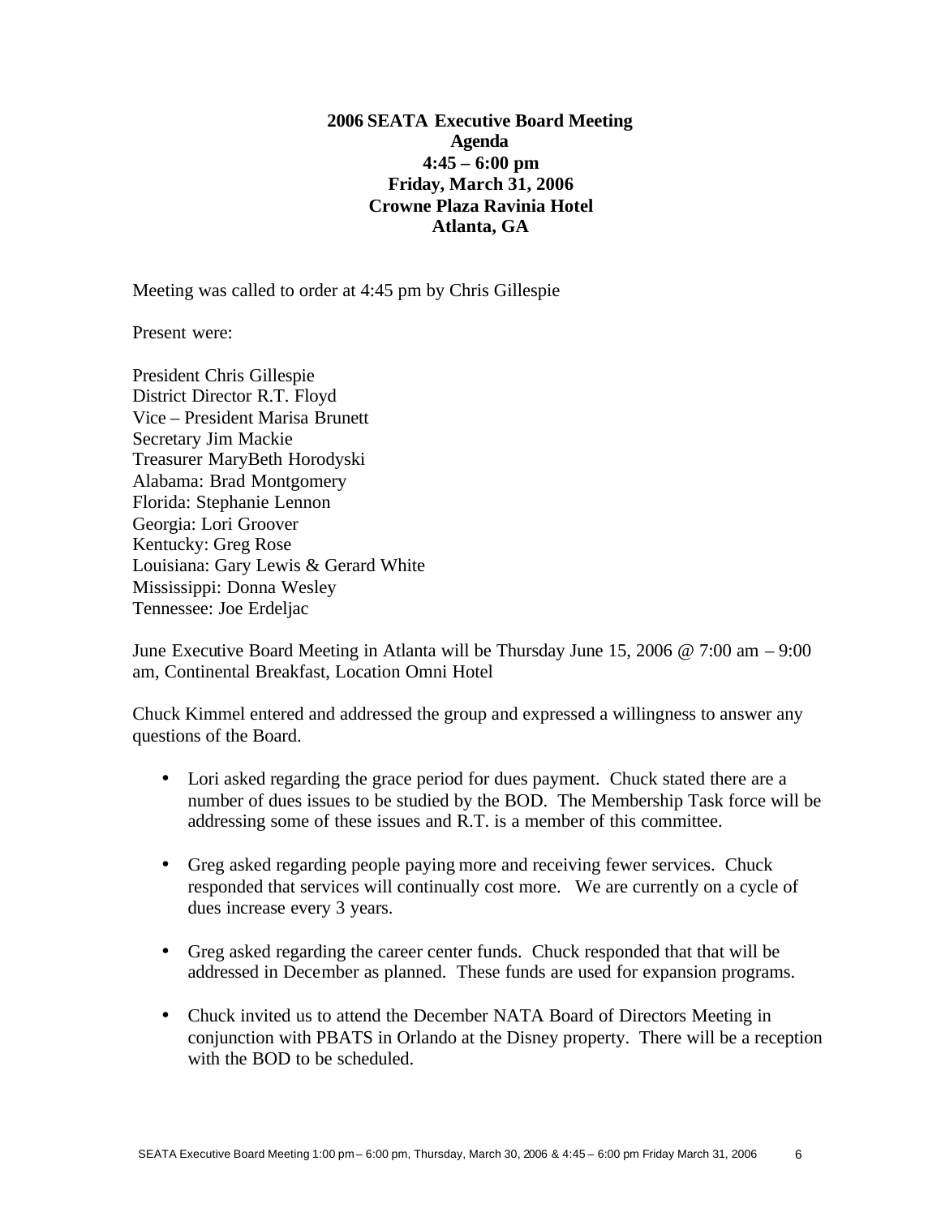**2006 SEATA Executive Board Meeting**
**Agenda**
**4:45 – 6:00 pm**
**Friday, March 31, 2006**
**Crowne Plaza Ravinia Hotel**
**Atlanta, GA**

Meeting was called to order at 4:45 pm by Chris Gillespie

Present were:

President Chris Gillespie
District Director R.T. Floyd
Vice – President Marisa Brunett
Secretary Jim Mackie
Treasurer MaryBeth Horodyski
Alabama: Brad Montgomery
Florida: Stephanie Lennon
Georgia: Lori Groover
Kentucky: Greg Rose
Louisiana: Gary Lewis & Gerard White
Mississippi: Donna Wesley
Tennessee: Joe Erdeljac

June Executive Board Meeting in Atlanta will be Thursday June 15, 2006 @ 7:00 am – 9:00 am, Continental Breakfast, Location Omni Hotel

Chuck Kimmel entered and addressed the group and expressed a willingness to answer any questions of the Board.

- Lori asked regarding the grace period for dues payment. Chuck stated there are a number of dues issues to be studied by the BOD. The Membership Task force will be addressing some of these issues and R.T. is a member of this committee.
- Greg asked regarding people paying more and receiving fewer services. Chuck responded that services will continually cost more. We are currently on a cycle of dues increase every 3 years.
- Greg asked regarding the career center funds. Chuck responded that that will be addressed in December as planned. These funds are used for expansion programs.
- Chuck invited us to attend the December NATA Board of Directors Meeting in conjunction with PBATS in Orlando at the Disney property. There will be a reception with the BOD to be scheduled.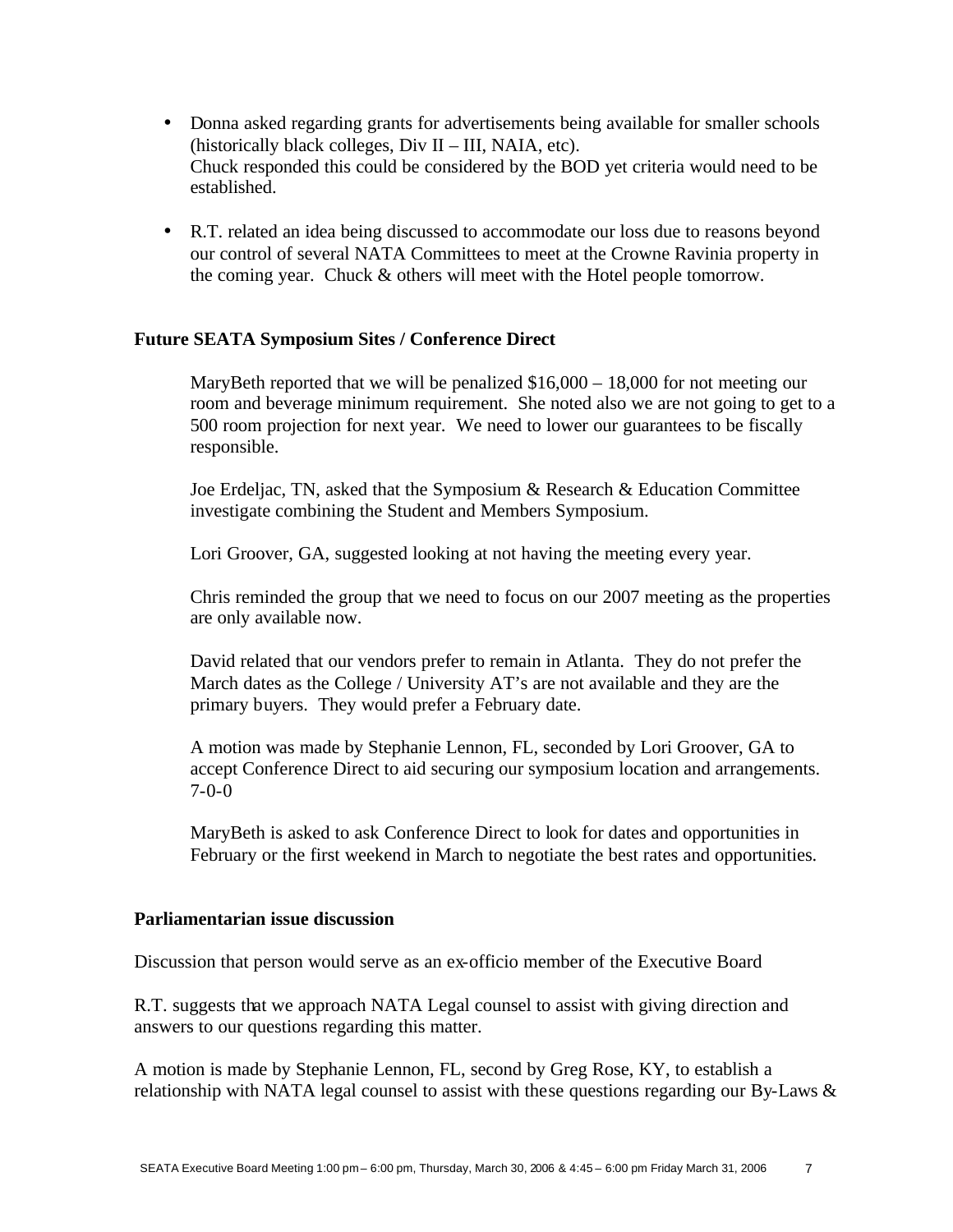- Donna asked regarding grants for advertisements being available for smaller schools (historically black colleges, Div II – III, NAIA, etc).
  Chuck responded this could be considered by the BOD yet criteria would need to be established.

- R.T. related an idea being discussed to accommodate our loss due to reasons beyond our control of several NATA Committees to meet at the Crowne Ravinia property in the coming year. Chuck & others will meet with the Hotel people tomorrow.

**Future SEATA Symposium Sites / Conference Direct**

MaryBeth reported that we will be penalized $16,000 – 18,000 for not meeting our room and beverage minimum requirement. She noted also we are not going to get to a 500 room projection for next year. We need to lower our guarantees to be fiscally responsible.

Joe Erdeljac, TN, asked that the Symposium & Research & Education Committee investigate combining the Student and Members Symposium.

Lori Groover, GA, suggested looking at not having the meeting every year.

Chris reminded the group that we need to focus on our 2007 meeting as the properties are only available now.

David related that our vendors prefer to remain in Atlanta. They do not prefer the March dates as the College / University AT's are not available and they are the primary buyers. They would prefer a February date.

A motion was made by Stephanie Lennon, FL, seconded by Lori Groover, GA to accept Conference Direct to aid securing our symposium location and arrangements. 7-0-0

MaryBeth is asked to ask Conference Direct to look for dates and opportunities in February or the first weekend in March to negotiate the best rates and opportunities.

**Parliamentarian issue discussion**

Discussion that person would serve as an ex-officio member of the Executive Board

R.T. suggests that we approach NATA Legal counsel to assist with giving direction and answers to our questions regarding this matter.

A motion is made by Stephanie Lennon, FL, second by Greg Rose, KY, to establish a relationship with NATA legal counsel to assist with these questions regarding our By-Laws &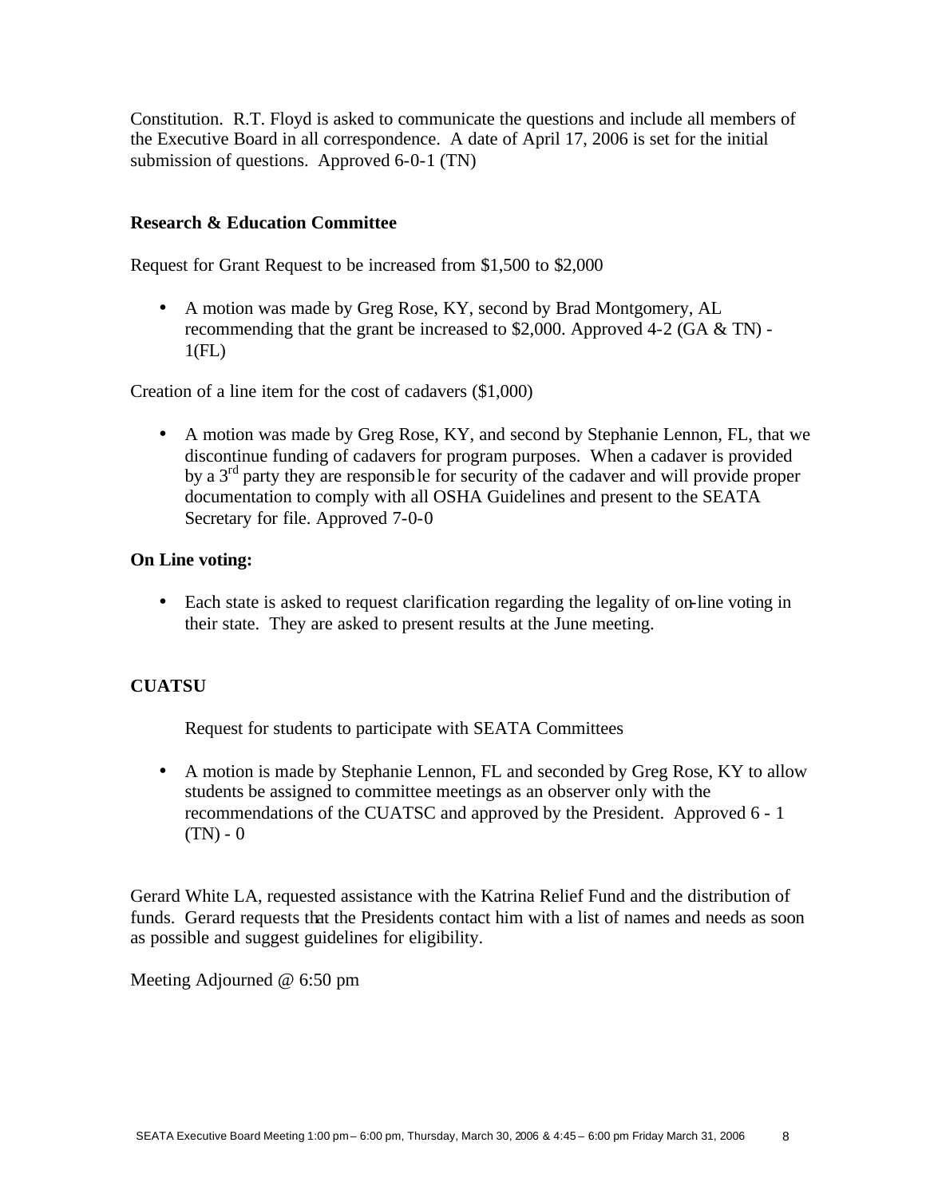Constitution. R.T. Floyd is asked to communicate the questions and include all members of the Executive Board in all correspondence. A date of April 17, 2006 is set for the initial submission of questions. Approved 6-0-1 (TN)

**Research & Education Committee**

Request for Grant Request to be increased from $1,500 to $2,000

- A motion was made by Greg Rose, KY, second by Brad Montgomery, AL recommending that the grant be increased to $2,000. Approved 4-2 (GA & TN) - 1(FL)

Creation of a line item for the cost of cadavers ($1,000)

- A motion was made by Greg Rose, KY, and second by Stephanie Lennon, FL, that we discontinue funding of cadavers for program purposes. When a cadaver is provided by a 3rd party they are responsible for security of the cadaver and will provide proper documentation to comply with all OSHA Guidelines and present to the SEATA Secretary for file. Approved 7-0-0

**On Line voting:**

- Each state is asked to request clarification regarding the legality of on-line voting in their state. They are asked to present results at the June meeting.

**CUATSU**

Request for students to participate with SEATA Committees

- A motion is made by Stephanie Lennon, FL and seconded by Greg Rose, KY to allow students be assigned to committee meetings as an observer only with the recommendations of the CUATSC and approved by the President. Approved 6 - 1 (TN) - 0

Gerard White LA, requested assistance with the Katrina Relief Fund and the distribution of funds. Gerard requests that the Presidents contact him with a list of names and needs as soon as possible and suggest guidelines for eligibility.

Meeting Adjourned @ 6:50 pm